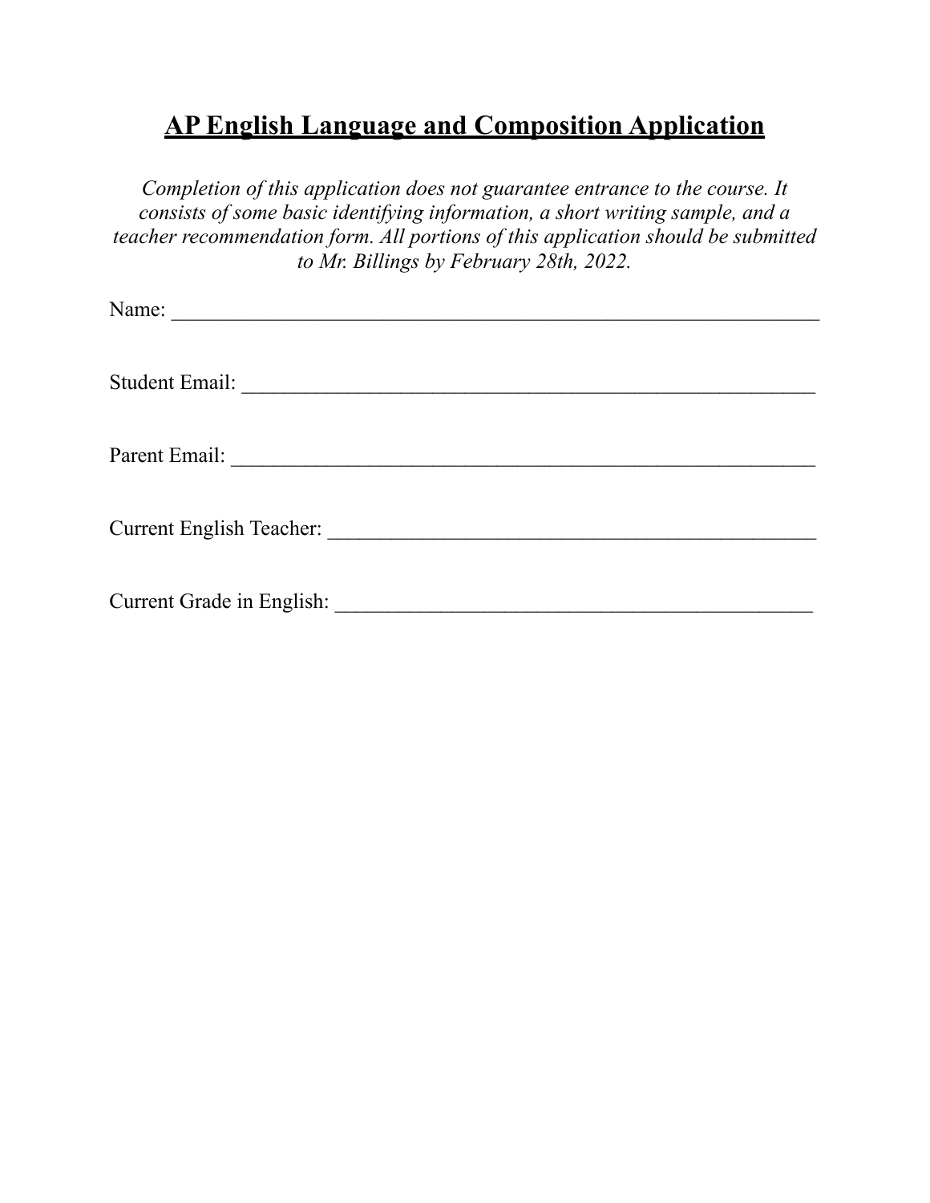# AP English Language and Composition Application

*Completion of this application does not guarantee entrance to the course. It consists of some basic identifying information, a short writing sample, and a teacher recommendation form. All portions of this application should be submitted to Mr. Billings by February 28th, 2022.*

Name: ______________________________________________________________

Student Email: ________________________________________________________

Parent Email: _________________________________________________________

Current English Teacher: ________________________________________________

Current Grade in English: _______________________________________________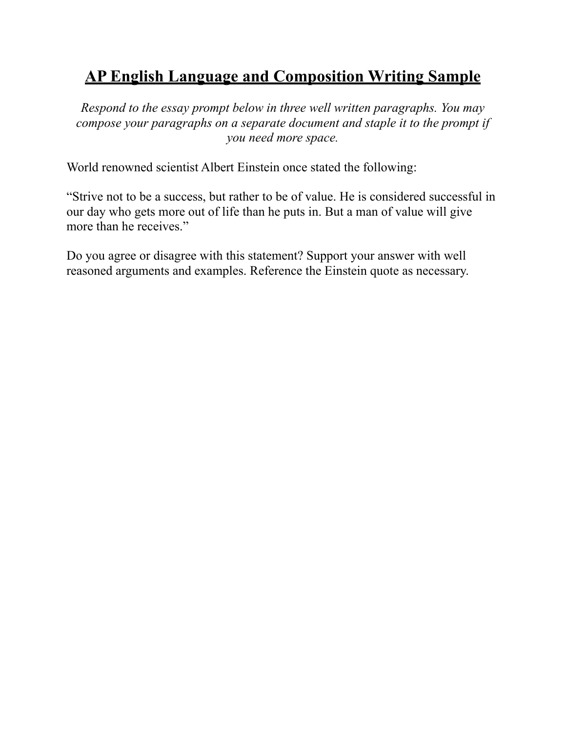# AP English Language and Composition Writing Sample

*Respond to the essay prompt below in three well written paragraphs. You may compose your paragraphs on a separate document and staple it to the prompt if you need more space.*

World renowned scientist Albert Einstein once stated the following:

"Strive not to be a success, but rather to be of value. He is considered successful in our day who gets more out of life than he puts in. But a man of value will give more than he receives."

Do you agree or disagree with this statement? Support your answer with well reasoned arguments and examples. Reference the Einstein quote as necessary.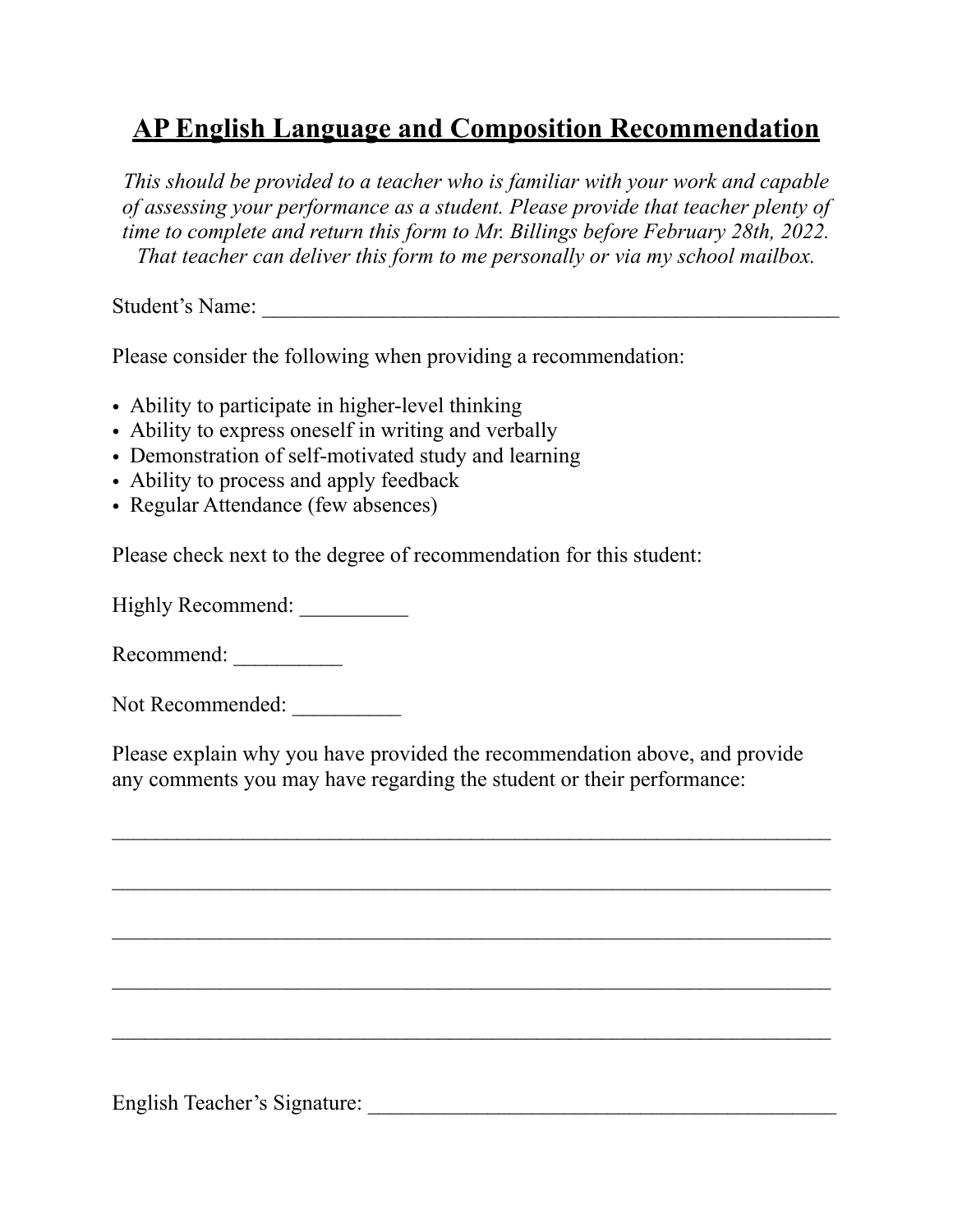# AP English Language and Composition Recommendation

*This should be provided to a teacher who is familiar with your work and capable of assessing your performance as a student. Please provide that teacher plenty of time to complete and return this form to Mr. Billings before February 28th, 2022. That teacher can deliver this form to me personally or via my school mailbox.*

Student's Name: _______________________________________________________

Please consider the following when providing a recommendation:

- Ability to participate in higher-level thinking
- Ability to express oneself in writing and verbally
- Demonstration of self-motivated study and learning
- Ability to process and apply feedback
- Regular Attendance (few absences)

Please check next to the degree of recommendation for this student:

Highly Recommend: __________

Recommend: __________

Not Recommended: __________

Please explain why you have provided the recommendation above, and provide any comments you may have regarding the student or their performance:

______________________________________________________________________

______________________________________________________________________

______________________________________________________________________

______________________________________________________________________

______________________________________________________________________

English Teacher's Signature: ___________________________________________